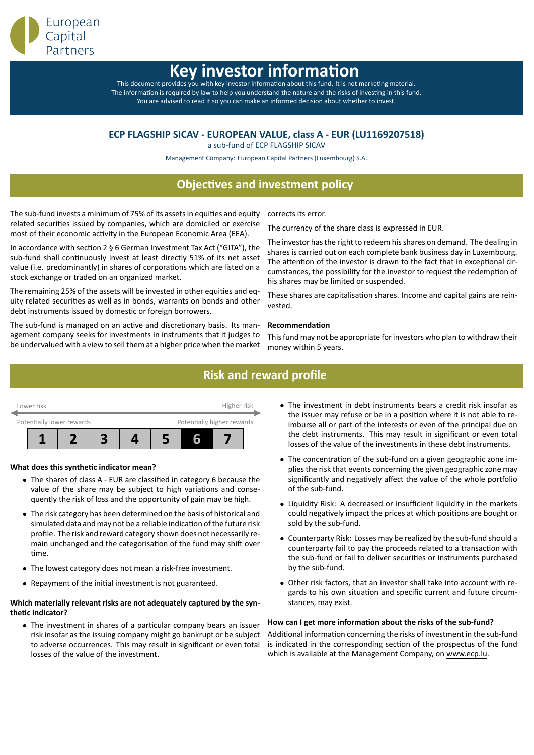European Capital Partners

# Key investor information

This document provides you with key investor information about this fund. It is not marketing material. The information is required by law to help you understand the nature and the risks of investing in this fund. You are advised to read it so you can make an informed decision about whether to invest.

**ECP FLAGSHIP SICAV - EUROPEAN VALUE, class A - EUR (LU1169207518)**

a sub-fund of ECP FLAGSHIP SICAV

Management Company: European Capital Partners (Luxembourg) S.A.

## Objectives and investment policy

The sub-fund invests a minimum of 75% of its assets in equities and equity related securities issued by companies, which are domiciled or exercise most of their economic activity in the European Economic Area (EEA).

In accordance with section 2 § 6 German Investment Tax Act ("GITA"), the sub-fund shall continuously invest at least directly 51% of its net asset value (i.e. predominantly) in shares of corporations which are listed on a stock exchange or traded on an organized market.

The remaining 25% of the assets will be invested in other equities and equity related securities as well as in bonds, warrants on bonds and other debt instruments issued by domestic or foreign borrowers.

The sub-fund is managed on an active and discretionary basis. Its management company seeks for investments in instruments that it judges to be undervalued with a view to sell them at a higher price when the market corrects its error.

The currency of the share class is expressed in EUR.

The investor has the right to redeem his shares on demand. The dealing in shares is carried out on each complete bank business day in Luxembourg. The attention of the investor is drawn to the fact that in exceptional circumstances, the possibility for the investor to request the redemption of his shares may be limited or suspended.

These shares are capitalisation shares. Income and capital gains are reinvested.

**Recommendation**

This fund may not be appropriate for investors who plan to withdraw their money within 5 years.

## Risk and reward profile

Lower risk — Higher risk

Potentially lower rewards — Potentially higher rewards

| 1 | 2 | 3 | 4 | 5 | **6** | 7 |
|---|---|---|---|---|---|---|

**What does this synthetic indicator mean?**

- The shares of class A - EUR are classified in category 6 because the value of the share may be subject to high variations and consequently the risk of loss and the opportunity of gain may be high.
- The risk category has been determined on the basis of historical and simulated data and may not be a reliable indication of the future risk profile. The risk and reward category shown does not necessarily remain unchanged and the categorisation of the fund may shift over time.
- The lowest category does not mean a risk-free investment.
- Repayment of the initial investment is not guaranteed.

**Which materially relevant risks are not adequately captured by the synthetic indicator?**

- The investment in shares of a particular company bears an issuer risk insofar as the issuing company might go bankrupt or be subject to adverse occurrences. This may result in significant or even total losses of the value of the investment.
- The investment in debt instruments bears a credit risk insofar as the issuer may refuse or be in a position where it is not able to reimburse all or part of the interests or even of the principal due on the debt instruments. This may result in significant or even total losses of the value of the investments in these debt instruments.
- The concentration of the sub-fund on a given geographic zone implies the risk that events concerning the given geographic zone may significantly and negatively affect the value of the whole portfolio of the sub-fund.
- Liquidity Risk: A decreased or insufficient liquidity in the markets could negatively impact the prices at which positions are bought or sold by the sub-fund.
- Counterparty Risk: Losses may be realized by the sub-fund should a counterparty fail to pay the proceeds related to a transaction with the sub-fund or fail to deliver securities or instruments purchased by the sub-fund.
- Other risk factors, that an investor shall take into account with regards to his own situation and specific current and future circumstances, may exist.

**How can I get more information about the risks of the sub-fund?**

Additional information concerning the risks of investment in the sub-fund is indicated in the corresponding section of the prospectus of the fund which is available at the Management Company, on www.ecp.lu.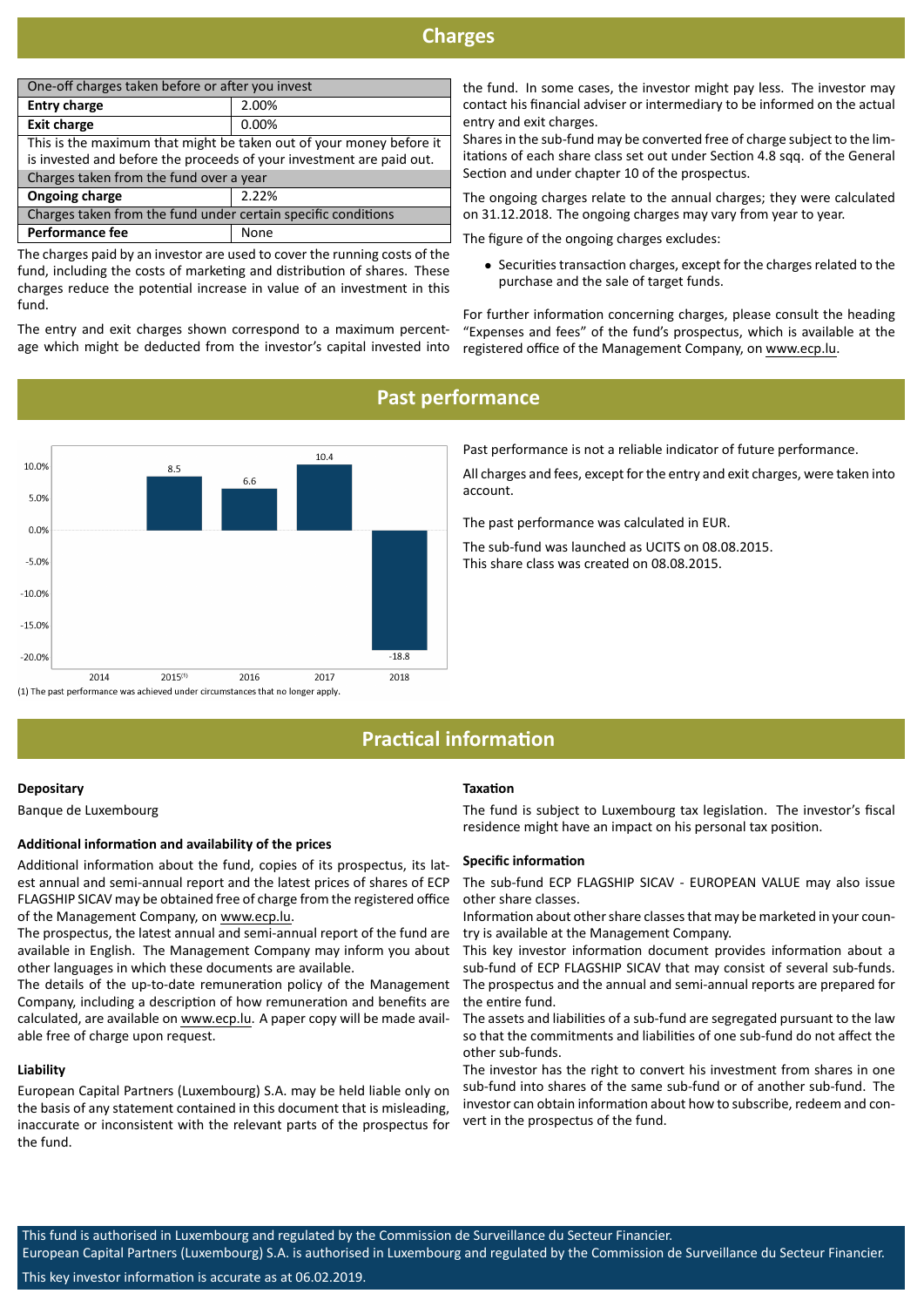## Charges

| One-off charges taken before or after you invest | |
|---|---|
| **Entry charge** | 2.00% |
| **Exit charge** | 0.00% |
| This is the maximum that might be taken out of your money before it is invested and before the proceeds of your investment are paid out. | |
| Charges taken from the fund over a year | |
| **Ongoing charge** | 2.22% |
| Charges taken from the fund under certain specific conditions | |
| **Performance fee** | None |

The charges paid by an investor are used to cover the running costs of the fund, including the costs of marketing and distribution of shares. These charges reduce the potential increase in value of an investment in this fund.

The entry and exit charges shown correspond to a maximum percentage which might be deducted from the investor's capital invested into the fund. In some cases, the investor might pay less. The investor may contact his financial adviser or intermediary to be informed on the actual entry and exit charges.

Shares in the sub-fund may be converted free of charge subject to the limitations of each share class set out under Section 4.8 sqq. of the General Section and under chapter 10 of the prospectus.

The ongoing charges relate to the annual charges; they were calculated on 31.12.2018. The ongoing charges may vary from year to year.

The figure of the ongoing charges excludes:

- Securities transaction charges, except for the charges related to the purchase and the sale of target funds.

For further information concerning charges, please consult the heading "Expenses and fees" of the fund's prospectus, which is available at the registered office of the Management Company, on www.ecp.lu.

## Past performance

10.0%
5.0%
0.0%
-5.0%
-10.0%
-15.0%
-20.0%

8.5
6.6
10.4
-18.8

2014
2015(1)
2016
2017
2018

(1) The past performance was achieved under circumstances that no longer apply.

Past performance is not a reliable indicator of future performance.

All charges and fees, except for the entry and exit charges, were taken into account.

The past performance was calculated in EUR.

The sub-fund was launched as UCITS on 08.08.2015.
This share class was created on 08.08.2015.

## Practical information

### Depositary

Banque de Luxembourg

### Additional information and availability of the prices

Additional information about the fund, copies of its prospectus, its latest annual and semi-annual report and the latest prices of shares of ECP FLAGSHIP SICAV may be obtained free of charge from the registered office of the Management Company, on www.ecp.lu.

The prospectus, the latest annual and semi-annual report of the fund are available in English. The Management Company may inform you about other languages in which these documents are available.

The details of the up-to-date remuneration policy of the Management Company, including a description of how remuneration and benefits are calculated, are available on www.ecp.lu. A paper copy will be made available free of charge upon request.

### Liability

European Capital Partners (Luxembourg) S.A. may be held liable only on the basis of any statement contained in this document that is misleading, inaccurate or inconsistent with the relevant parts of the prospectus for the fund.

### Taxation

The fund is subject to Luxembourg tax legislation. The investor's fiscal residence might have an impact on his personal tax position.

### Specific information

The sub-fund ECP FLAGSHIP SICAV - EUROPEAN VALUE may also issue other share classes.

Information about other share classes that may be marketed in your country is available at the Management Company.

This key investor information document provides information about a sub-fund of ECP FLAGSHIP SICAV that may consist of several sub-funds. The prospectus and the annual and semi-annual reports are prepared for the entire fund.

The assets and liabilities of a sub-fund are segregated pursuant to the law so that the commitments and liabilities of one sub-fund do not affect the other sub-funds.

The investor has the right to convert his investment from shares in one sub-fund into shares of the same sub-fund or of another sub-fund. The investor can obtain information about how to subscribe, redeem and convert in the prospectus of the fund.

This fund is authorised in Luxembourg and regulated by the Commission de Surveillance du Secteur Financier.
European Capital Partners (Luxembourg) S.A. is authorised in Luxembourg and regulated by the Commission de Surveillance du Secteur Financier.

This key investor information is accurate as at 06.02.2019.